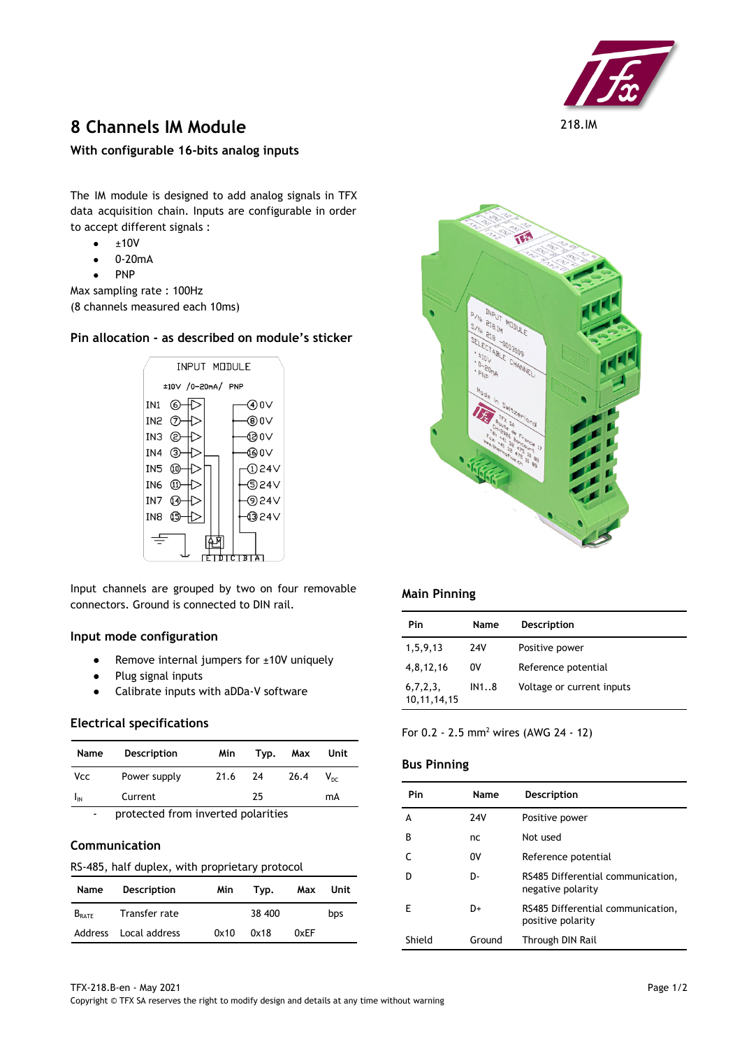218.IM

# 8 Channels IM Module

**With configurable 16-bits analog inputs**

The IM module is designed to add analog signals in TFX data acquisition chain. Inputs are configurable in order to accept different signals :

- ±10V
- 0-20mA
- PNP

Max sampling rate : 100Hz
(8 channels measured each 10ms)

## Pin allocation - as described on module's sticker

Input channels are grouped by two on four removable connectors. Ground is connected to DIN rail.

## Input mode configuration

- Remove internal jumpers for ±10V uniquely
- Plug signal inputs
- Calibrate inputs with aDDa-V software

## Electrical specifications

| Name | Description | Min | Typ. | Max | Unit |
|---|---|---|---|---|---|
| Vcc | Power supply | 21.6 | 24 | 26.4 | $V_{DC}$ |
| $I_{IN}$ | Current | | 25 | | mA |

- protected from inverted polarities

## Communication

RS-485, half duplex, with proprietary protocol

| Name | Description | Min | Typ. | Max | Unit |
|---|---|---|---|---|---|
| $B_{RATE}$ | Transfer rate | | 38 400 | | bps |
| Address | Local address | 0x10 | 0x18 | 0xEF | |

## Main Pinning

| Pin | Name | Description |
|---|---|---|
| 1,5,9,13 | 24V | Positive power |
| 4,8,12,16 | 0V | Reference potential |
| 6,7,2,3, 10,11,14,15 | IN1..8 | Voltage or current inputs |

For 0.2 - 2.5 mm² wires (AWG 24 - 12)

## Bus Pinning

| Pin | Name | Description |
|---|---|---|
| A | 24V | Positive power |
| B | nc | Not used |
| C | 0V | Reference potential |
| D | D- | RS485 Differential communication, negative polarity |
| E | D+ | RS485 Differential communication, positive polarity |
| Shield | Ground | Through DIN Rail |

TFX-218.B-en - May 2021

Copyright © TFX SA reserves the right to modify design and details at any time without warning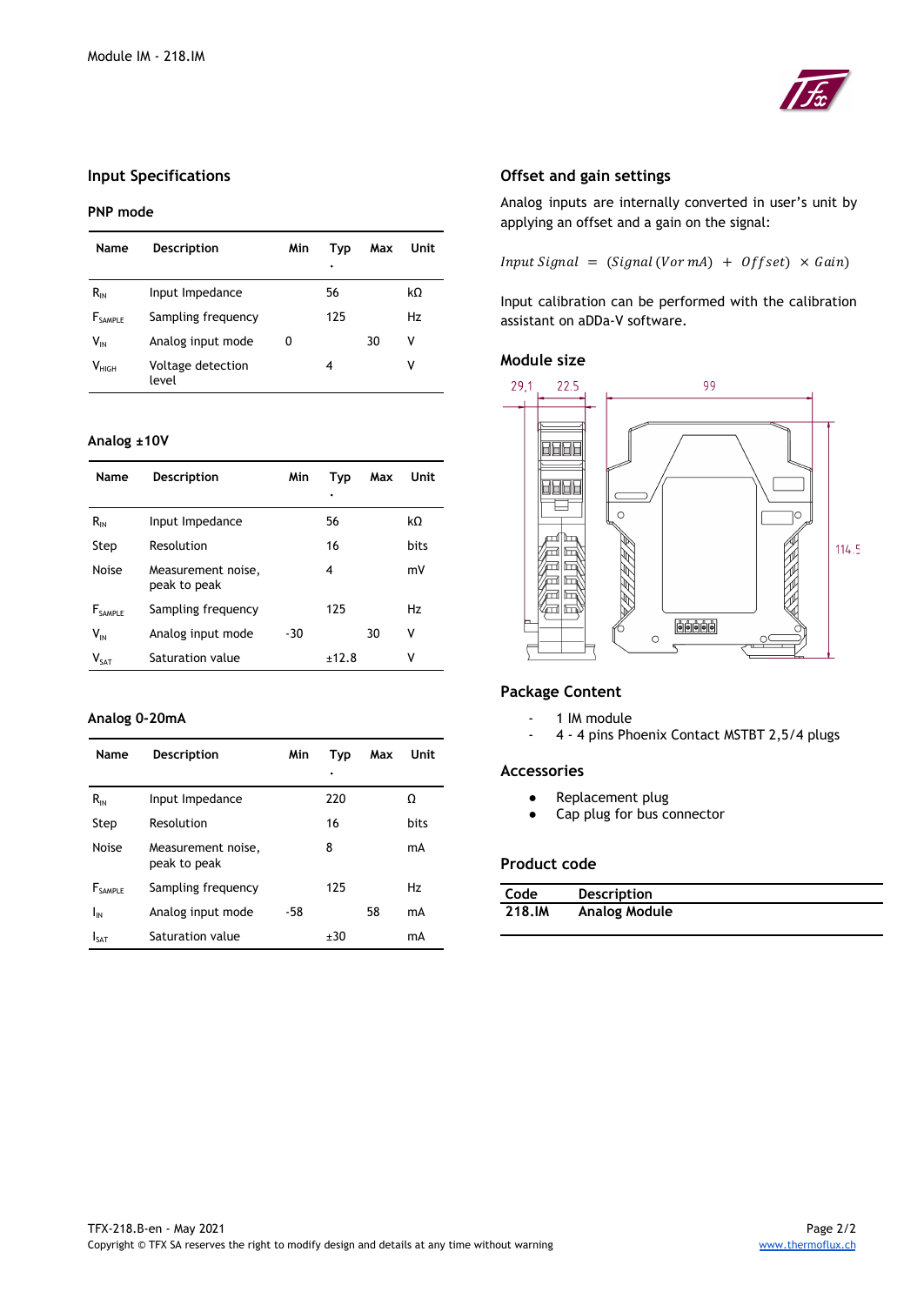## Input Specifications

### PNP mode

| Name | Description | Min | Typ. | Max | Unit |
|---|---|---|---|---|---|
| $R_{IN}$ | Input Impedance | | 56 | | kΩ |
| $F_{SAMPLE}$ | Sampling frequency | | 125 | | Hz |
| $V_{IN}$ | Analog input mode | 0 | | 30 | V |
| $V_{HIGH}$ | Voltage detection level | | 4 | | V |

### Analog ±10V

| Name | Description | Min | Typ. | Max | Unit |
|---|---|---|---|---|---|
| $R_{IN}$ | Input Impedance | | 56 | | kΩ |
| Step | Resolution | | 16 | | bits |
| Noise | Measurement noise, peak to peak | | 4 | | mV |
| $F_{SAMPLE}$ | Sampling frequency | | 125 | | Hz |
| $V_{IN}$ | Analog input mode | -30 | | 30 | V |
| $V_{SAT}$ | Saturation value | | ±12.8 | | V |

### Analog 0-20mA

| Name | Description | Min | Typ. | Max | Unit |
|---|---|---|---|---|---|
| $R_{IN}$ | Input Impedance | | 220 | | Ω |
| Step | Resolution | | 16 | | bits |
| Noise | Measurement noise, peak to peak | | 8 | | mA |
| $F_{SAMPLE}$ | Sampling frequency | | 125 | | Hz |
| $I_{IN}$ | Analog input mode | -58 | | 58 | mA |
| $I_{SAT}$ | Saturation value | | ±30 | | mA |

## Offset and gain settings

Analog inputs are internally converted in user's unit by applying an offset and a gain on the signal:

$$Input\ Signal = (Signal\ (V\ or\ mA) + Offset) \times Gain$$

Input calibration can be performed with the calibration assistant on aDDa-V software.

## Module size

29,1 22,5 99

114,5

## Package Content

- 1 IM module
- 4 - 4 pins Phoenix Contact MSTBT 2,5/4 plugs

## Accessories

- Replacement plug
- Cap plug for bus connector

## Product code

| Code | Description |
|---|---|
| **218.IM** | **Analog Module** |

TFX-218.B-en - May 2021

Copyright © TFX SA reserves the right to modify design and details at any time without warning

www.thermoflux.ch